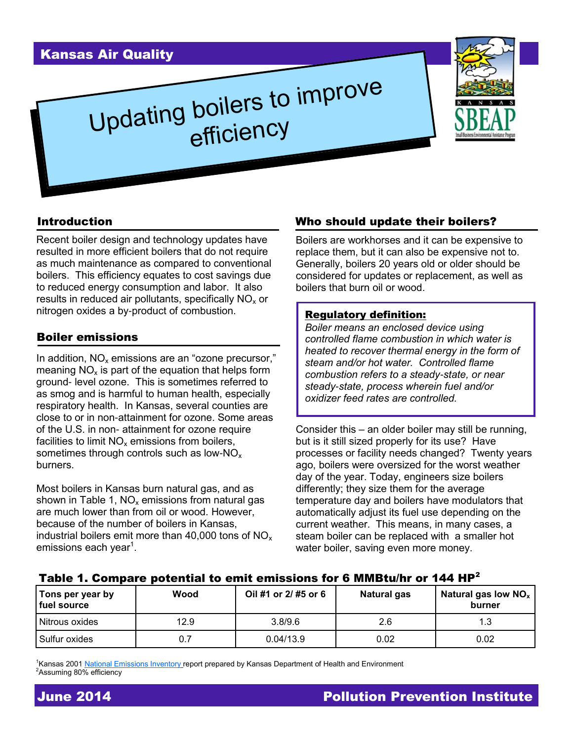Kansas Air Quality

# Updating boilers to improve efficiency

## Introduction

Recent boiler design and technology updates have resulted in more efficient boilers that do not require as much maintenance as compared to conventional boilers. This efficiency equates to cost savings due to reduced energy consumption and labor. It also results in reduced air pollutants, specifically $NO_x$ or nitrogen oxides a by-product of combustion.

## Boiler emissions

In addition, $NO_x$ emissions are an "ozone precursor," meaning $NO_x$ is part of the equation that helps form ground- level ozone. This is sometimes referred to as smog and is harmful to human health, especially respiratory health. In Kansas, several counties are close to or in non-attainment for ozone. Some areas of the U.S. in non- attainment for ozone require facilities to limit $NO_x$ emissions from boilers, sometimes through controls such as low-$NO_x$ burners.

Most boilers in Kansas burn natural gas, and as shown in Table 1, $NO_x$ emissions from natural gas are much lower than from oil or wood. However, because of the number of boilers in Kansas, industrial boilers emit more than 40,000 tons of $NO_x$ emissions each year[1].

## Who should update their boilers?

Boilers are workhorses and it can be expensive to replace them, but it can also be expensive not to. Generally, boilers 20 years old or older should be considered for updates or replacement, as well as boilers that burn oil or wood.

> **Regulatory definition:**
>
> *Boiler means an enclosed device using controlled flame combustion in which water is heated to recover thermal energy in the form of steam and/or hot water. Controlled flame combustion refers to a steady-state, or near steady-state, process wherein fuel and/or oxidizer feed rates are controlled.*

Consider this – an older boiler may still be running, but is it still sized properly for its use? Have processes or facility needs changed? Twenty years ago, boilers were oversized for the worst weather day of the year. Today, engineers size boilers differently; they size them for the average temperature day and boilers have modulators that automatically adjust its fuel use depending on the current weather. This means, in many cases, a steam boiler can be replaced with a smaller hot water boiler, saving even more money.

**Table 1. Compare potential to emit emissions for 6 MMBtu/hr or 144 HP[2]**

| Tons per year by fuel source | Wood | Oil #1 or 2/ #5 or 6 | Natural gas | Natural gas low $NO_x$ burner |
|---|---|---|---|---|
| Nitrous oxides | 12.9 | 3.8/9.6 | 2.6 | 1.3 |
| Sulfur oxides | 0.7 | 0.04/13.9 | 0.02 | 0.02 |

[1]Kansas 2001 National Emissions Inventory report prepared by Kansas Department of Health and Environment
[2]Assuming 80% efficiency

June 2014 — Pollution Prevention Institute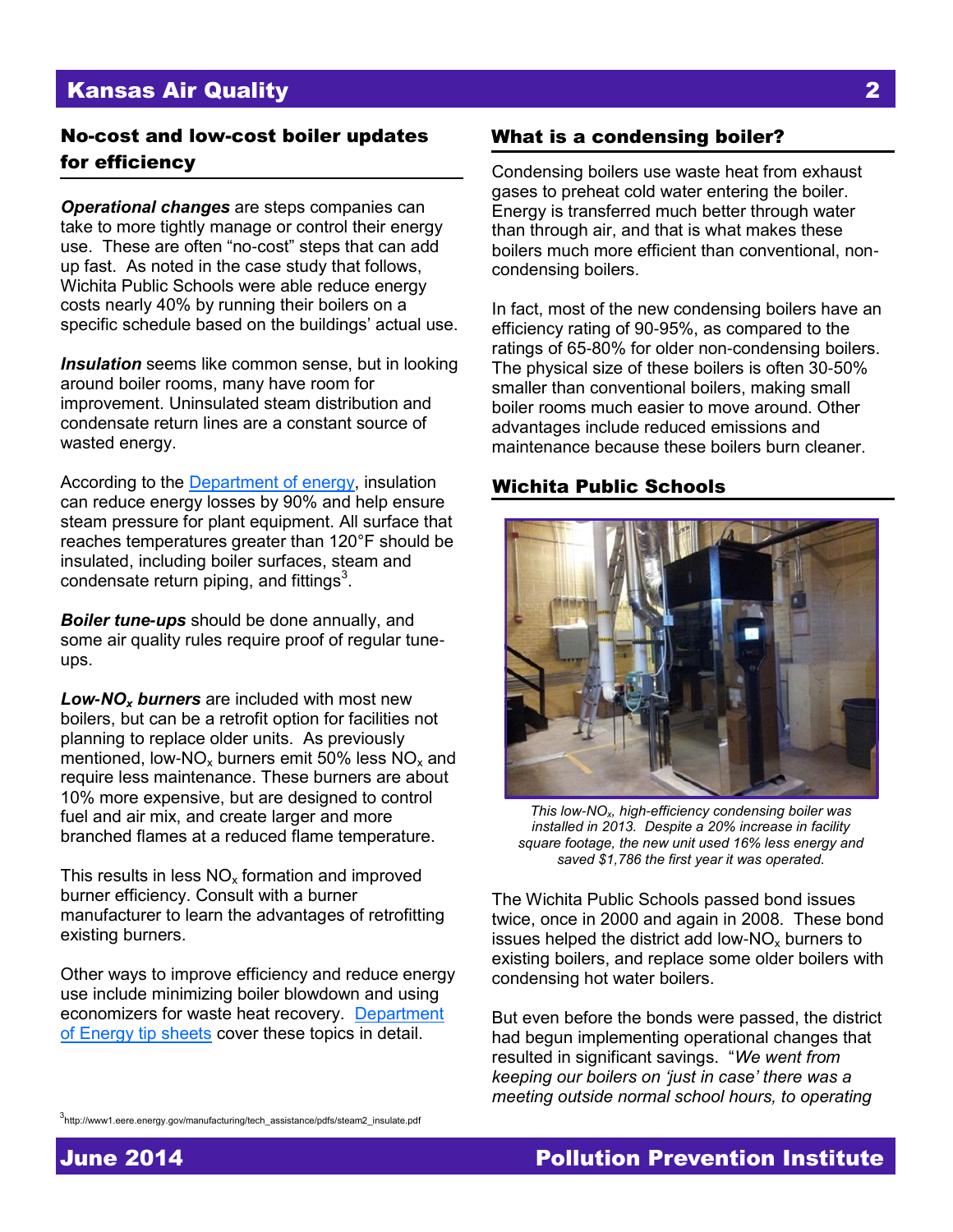## No-cost and low-cost boiler updates for efficiency

***Operational changes*** are steps companies can take to more tightly manage or control their energy use. These are often "no-cost" steps that can add up fast. As noted in the case study that follows, Wichita Public Schools were able reduce energy costs nearly 40% by running their boilers on a specific schedule based on the buildings' actual use.

***Insulation*** seems like common sense, but in looking around boiler rooms, many have room for improvement. Uninsulated steam distribution and condensate return lines are a constant source of wasted energy.

According to the Department of energy, insulation can reduce energy losses by 90% and help ensure steam pressure for plant equipment. All surface that reaches temperatures greater than 120°F should be insulated, including boiler surfaces, steam and condensate return piping, and fittings[3].

***Boiler tune-ups*** should be done annually, and some air quality rules require proof of regular tune-ups.

***Low-NO$_x$ burners*** are included with most new boilers, but can be a retrofit option for facilities not planning to replace older units. As previously mentioned, low-NO$_x$ burners emit 50% less NO$_x$ and require less maintenance. These burners are about 10% more expensive, but are designed to control fuel and air mix, and create larger and more branched flames at a reduced flame temperature.

This results in less NO$_x$ formation and improved burner efficiency. Consult with a burner manufacturer to learn the advantages of retrofitting existing burners.

Other ways to improve efficiency and reduce energy use include minimizing boiler blowdown and using economizers for waste heat recovery. Department of Energy tip sheets cover these topics in detail.

[3] http://www1.eere.energy.gov/manufacturing/tech_assistance/pdfs/steam2_insulate.pdf

## What is a condensing boiler?

Condensing boilers use waste heat from exhaust gases to preheat cold water entering the boiler. Energy is transferred much better through water than through air, and that is what makes these boilers much more efficient than conventional, non-condensing boilers.

In fact, most of the new condensing boilers have an efficiency rating of 90-95%, as compared to the ratings of 65-80% for older non-condensing boilers. The physical size of these boilers is often 30-50% smaller than conventional boilers, making small boiler rooms much easier to move around. Other advantages include reduced emissions and maintenance because these boilers burn cleaner.

## Wichita Public Schools

*This low-NO$_x$, high-efficiency condensing boiler was installed in 2013. Despite a 20% increase in facility square footage, the new unit used 16% less energy and saved $1,786 the first year it was operated.*

The Wichita Public Schools passed bond issues twice, once in 2000 and again in 2008. These bond issues helped the district add low-NO$_x$ burners to existing boilers, and replace some older boilers with condensing hot water boilers.

But even before the bonds were passed, the district had begun implementing operational changes that resulted in significant savings. "*We went from keeping our boilers on 'just in case' there was a meeting outside normal school hours, to operating*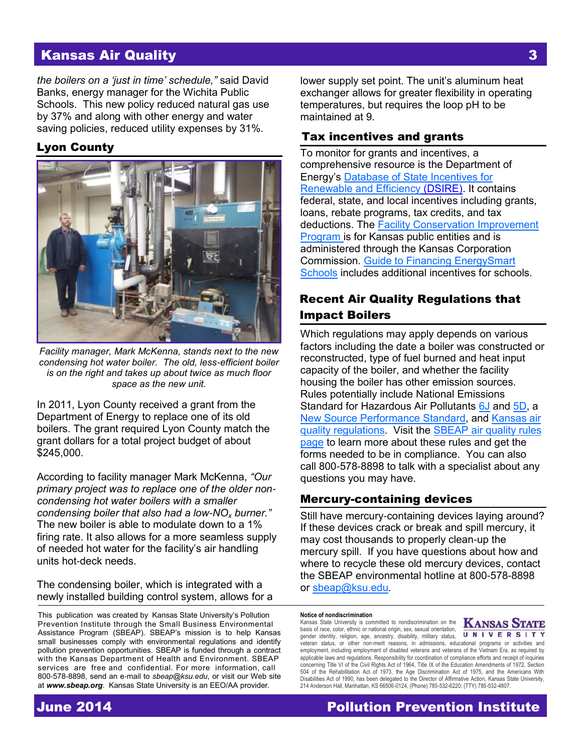*the boilers on a 'just in time' schedule,"* said David Banks, energy manager for the Wichita Public Schools. This new policy reduced natural gas use by 37% and along with other energy and water saving policies, reduced utility expenses by 31%.

## Lyon County

*Facility manager, Mark McKenna, stands next to the new condensing hot water boiler. The old, less-efficient boiler is on the right and takes up about twice as much floor space as the new unit.*

In 2011, Lyon County received a grant from the Department of Energy to replace one of its old boilers. The grant required Lyon County match the grant dollars for a total project budget of about $245,000.

According to facility manager Mark McKenna, *"Our primary project was to replace one of the older non-condensing hot water boilers with a smaller condensing boiler that also had a low-$NO_x$ burner."* The new boiler is able to modulate down to a 1% firing rate. It also allows for a more seamless supply of needed hot water for the facility's air handling units hot-deck needs.

The condensing boiler, which is integrated with a newly installed building control system, allows for a lower supply set point. The unit's aluminum heat exchanger allows for greater flexibility in operating temperatures, but requires the loop pH to be maintained at 9.

## Tax incentives and grants

To monitor for grants and incentives, a comprehensive resource is the Department of Energy's Database of State Incentives for Renewable and Efficiency (DSIRE). It contains federal, state, and local incentives including grants, loans, rebate programs, tax credits, and tax deductions. The Facility Conservation Improvement Program is for Kansas public entities and is administered through the Kansas Corporation Commission. Guide to Financing EnergySmart Schools includes additional incentives for schools.

## Recent Air Quality Regulations that Impact Boilers

Which regulations may apply depends on various factors including the date a boiler was constructed or reconstructed, type of fuel burned and heat input capacity of the boiler, and whether the facility housing the boiler has other emission sources. Rules potentially include National Emissions Standard for Hazardous Air Pollutants 6J and 5D, a New Source Performance Standard, and Kansas air quality regulations. Visit the SBEAP air quality rules page to learn more about these rules and get the forms needed to be in compliance. You can also call 800-578-8898 to talk with a specialist about any questions you may have.

## Mercury-containing devices

Still have mercury-containing devices laying around? If these devices crack or break and spill mercury, it may cost thousands to properly clean-up the mercury spill. If you have questions about how and where to recycle these old mercury devices, contact the SBEAP environmental hotline at 800-578-8898 or sbeap@ksu.edu.

This publication was created by Kansas State University's Pollution Prevention Institute through the Small Business Environmental Assistance Program (SBEAP). SBEAP's mission is to help Kansas small businesses comply with environmental regulations and identify pollution prevention opportunities. SBEAP is funded through a contract with the Kansas Department of Health and Environment. SBEAP services are free and confidential. For more information, call 800-578-8898, send an e-mail to *sbeap@ksu.edu*, or visit our Web site at ***www.sbeap.org***. Kansas State University is an EEO/AA provider.

**Notice of nondiscrimination**

Kansas State University is committed to nondiscrimination on the basis of race, color, ethnic or national origin, sex, sexual orientation, gender identity, religion, age, ancestry, disability, military status, veteran status, or other non-merit reasons, in admissions, educational programs or activities and employment, including employment of disabled veterans and veterans of the Vietnam Era, as required by applicable laws and regulations. Responsibility for coordination of compliance efforts and receipt of inquiries concerning Title VI of the Civil Rights Act of 1964, Title IX of the Education Amendments of 1972, Section 504 of the Rehabilitation Act of 1973, the Age Discrimination Act of 1975, and the Americans With Disabilities Act of 1990, has been delegated to the Director of Affirmative Action, Kansas State University, 214 Anderson Hall, Manhattan, KS 66506-0124, (Phone) 785-532-6220; (TTY) 785-532-4807.

KANSAS STATE UNIVERSITY